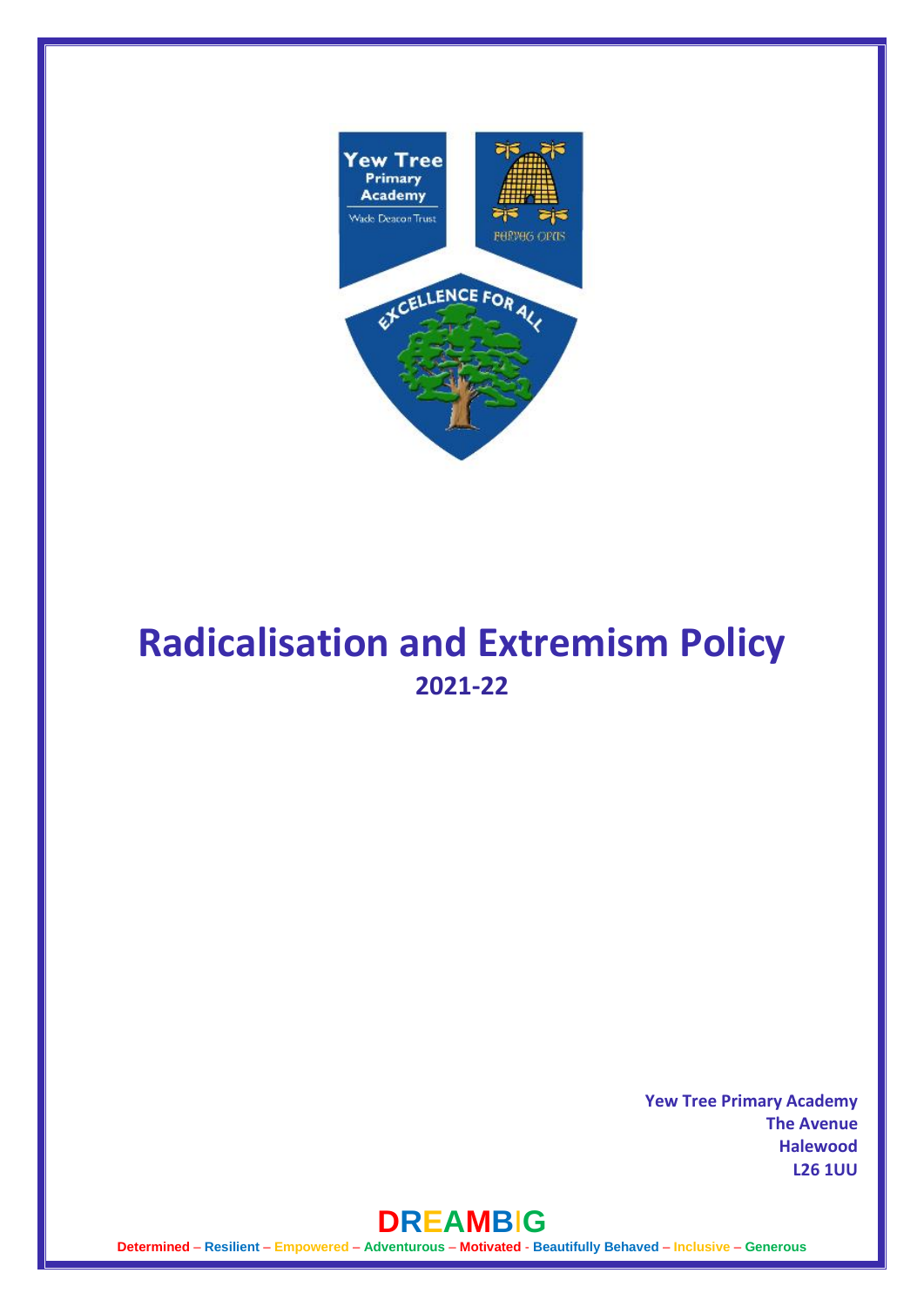# Radicalisation and Extremism Policy

## 2021-22

**Yew Tree Primary Academy**
**The Avenue**
**Halewood**
**L26 1UU**

**DREAMBIG**

**Determined – Resilient – Empowered – Adventurous – Motivated - Beautifully Behaved – Inclusive – Generous**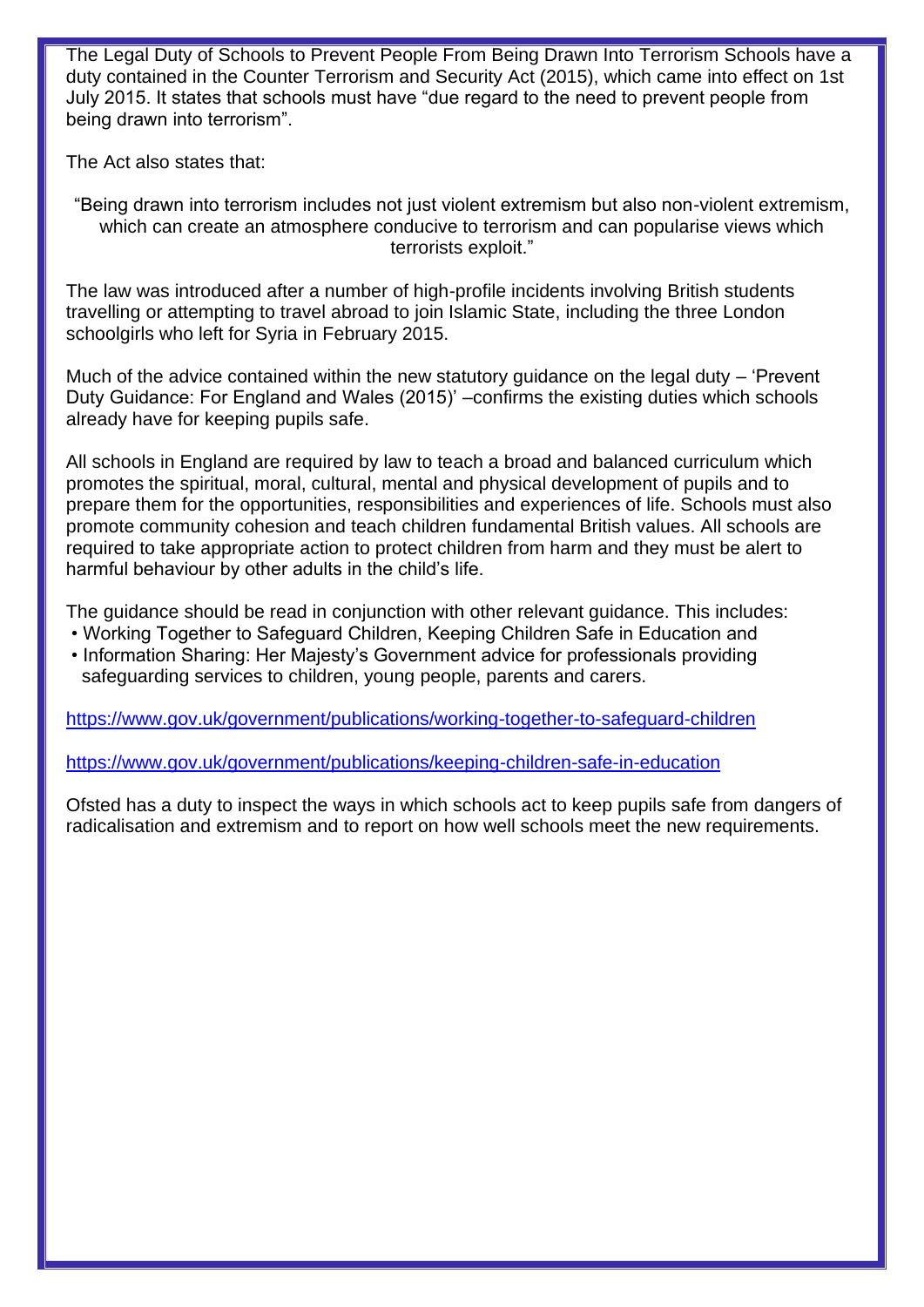The Legal Duty of Schools to Prevent People From Being Drawn Into Terrorism Schools have a duty contained in the Counter Terrorism and Security Act (2015), which came into effect on 1st July 2015. It states that schools must have "due regard to the need to prevent people from being drawn into terrorism".

The Act also states that:

> "Being drawn into terrorism includes not just violent extremism but also non-violent extremism, which can create an atmosphere conducive to terrorism and can popularise views which terrorists exploit."

The law was introduced after a number of high-profile incidents involving British students travelling or attempting to travel abroad to join Islamic State, including the three London schoolgirls who left for Syria in February 2015.

Much of the advice contained within the new statutory guidance on the legal duty – 'Prevent Duty Guidance: For England and Wales (2015)' –confirms the existing duties which schools already have for keeping pupils safe.

All schools in England are required by law to teach a broad and balanced curriculum which promotes the spiritual, moral, cultural, mental and physical development of pupils and to prepare them for the opportunities, responsibilities and experiences of life. Schools must also promote community cohesion and teach children fundamental British values. All schools are required to take appropriate action to protect children from harm and they must be alert to harmful behaviour by other adults in the child's life.

The guidance should be read in conjunction with other relevant guidance. This includes:

- Working Together to Safeguard Children, Keeping Children Safe in Education and
- Information Sharing: Her Majesty's Government advice for professionals providing safeguarding services to children, young people, parents and carers.

https://www.gov.uk/government/publications/working-together-to-safeguard-children

https://www.gov.uk/government/publications/keeping-children-safe-in-education

Ofsted has a duty to inspect the ways in which schools act to keep pupils safe from dangers of radicalisation and extremism and to report on how well schools meet the new requirements.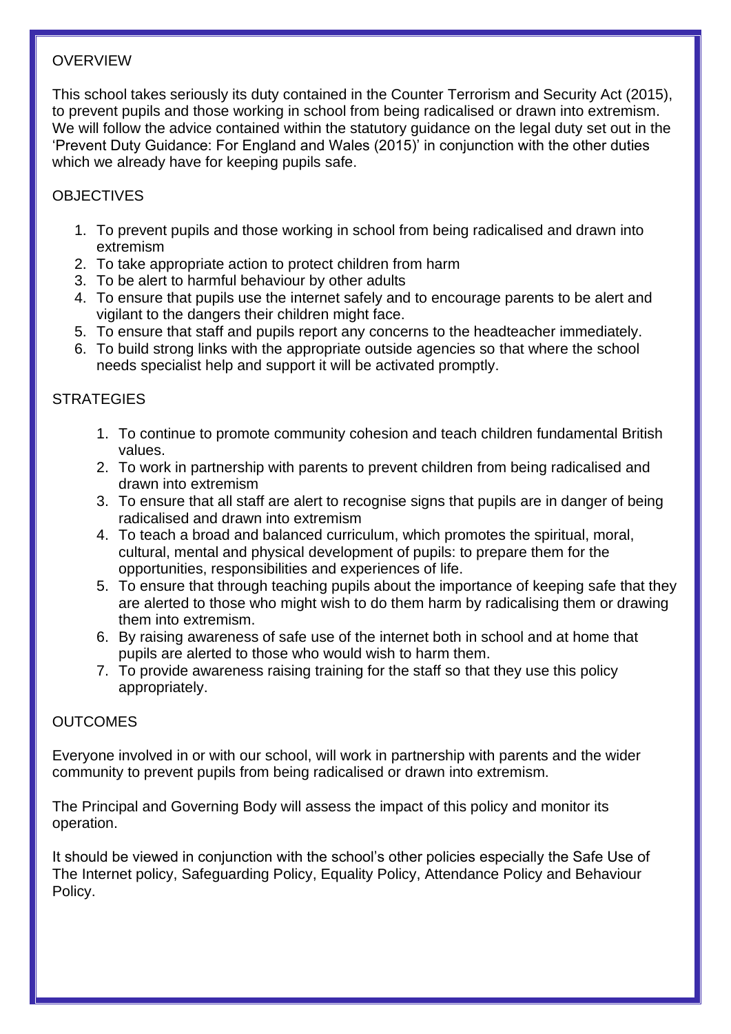## OVERVIEW

This school takes seriously its duty contained in the Counter Terrorism and Security Act (2015), to prevent pupils and those working in school from being radicalised or drawn into extremism. We will follow the advice contained within the statutory guidance on the legal duty set out in the 'Prevent Duty Guidance: For England and Wales (2015)' in conjunction with the other duties which we already have for keeping pupils safe.

## OBJECTIVES

1. To prevent pupils and those working in school from being radicalised and drawn into extremism
2. To take appropriate action to protect children from harm
3. To be alert to harmful behaviour by other adults
4. To ensure that pupils use the internet safely and to encourage parents to be alert and vigilant to the dangers their children might face.
5. To ensure that staff and pupils report any concerns to the headteacher immediately.
6. To build strong links with the appropriate outside agencies so that where the school needs specialist help and support it will be activated promptly.

## STRATEGIES

1. To continue to promote community cohesion and teach children fundamental British values.
2. To work in partnership with parents to prevent children from being radicalised and drawn into extremism
3. To ensure that all staff are alert to recognise signs that pupils are in danger of being radicalised and drawn into extremism
4. To teach a broad and balanced curriculum, which promotes the spiritual, moral, cultural, mental and physical development of pupils: to prepare them for the opportunities, responsibilities and experiences of life.
5. To ensure that through teaching pupils about the importance of keeping safe that they are alerted to those who might wish to do them harm by radicalising them or drawing them into extremism.
6. By raising awareness of safe use of the internet both in school and at home that pupils are alerted to those who would wish to harm them.
7. To provide awareness raising training for the staff so that they use this policy appropriately.

## OUTCOMES

Everyone involved in or with our school, will work in partnership with parents and the wider community to prevent pupils from being radicalised or drawn into extremism.

The Principal and Governing Body will assess the impact of this policy and monitor its operation.

It should be viewed in conjunction with the school's other policies especially the Safe Use of The Internet policy, Safeguarding Policy, Equality Policy, Attendance Policy and Behaviour Policy.